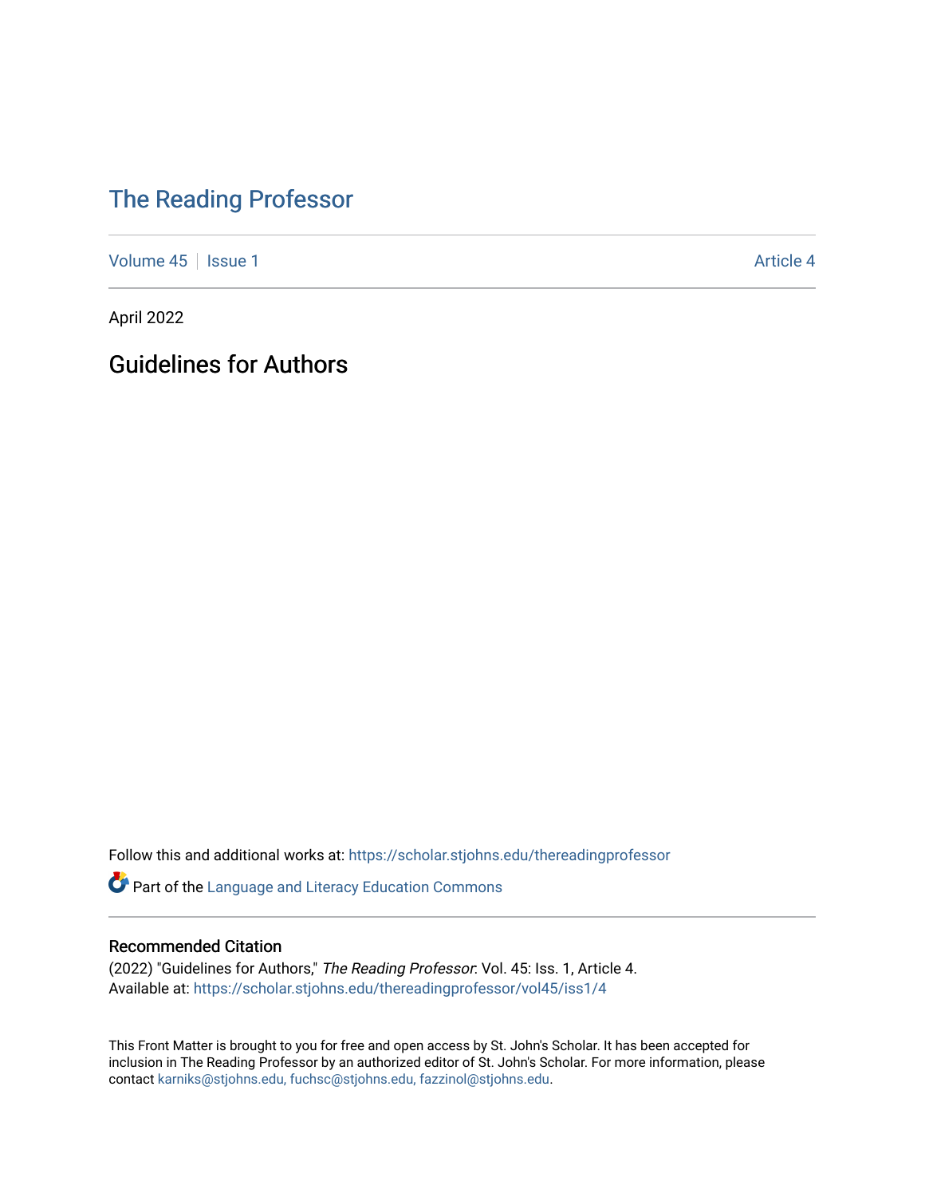# The Reading Professor

Volume 45 | Issue 1 Article 4

April 2022

## Guidelines for Authors

Follow this and additional works at: https://scholar.stjohns.edu/thereadingprofessor

Part of the Language and Literacy Education Commons

### Recommended Citation

(2022) "Guidelines for Authors," *The Reading Professor*: Vol. 45: Iss. 1, Article 4.
Available at: https://scholar.stjohns.edu/thereadingprofessor/vol45/iss1/4

This Front Matter is brought to you for free and open access by St. John's Scholar. It has been accepted for inclusion in The Reading Professor by an authorized editor of St. John's Scholar. For more information, please contact karniks@stjohns.edu, fuchsc@stjohns.edu, fazzinol@stjohns.edu.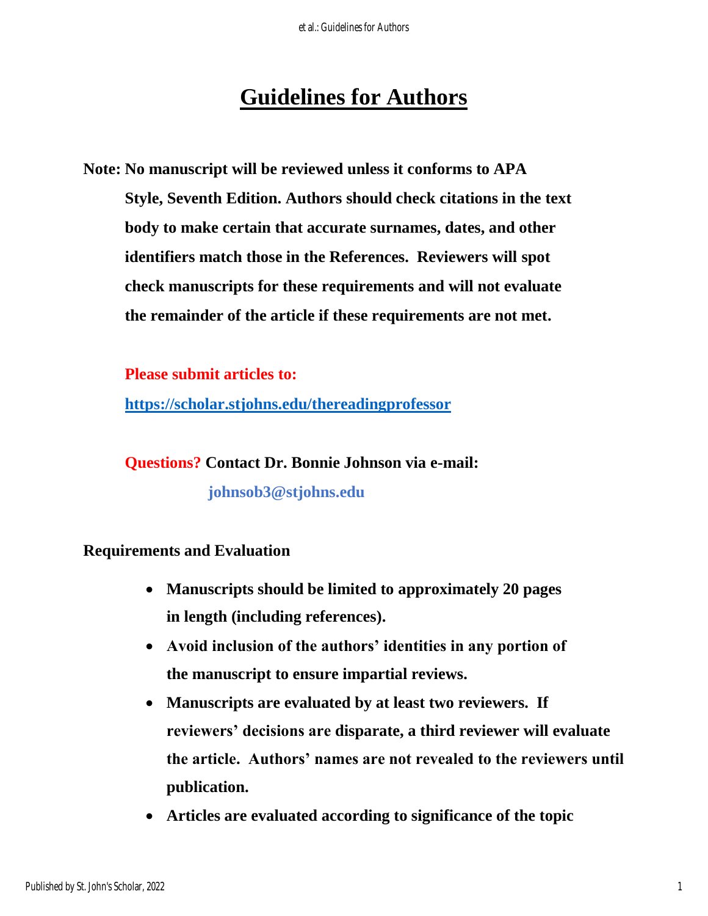# Guidelines for Authors

**Note: No manuscript will be reviewed unless it conforms to APA Style, Seventh Edition. Authors should check citations in the text body to make certain that accurate surnames, dates, and other identifiers match those in the References. Reviewers will spot check manuscripts for these requirements and will not evaluate the remainder of the article if these requirements are not met.**

**Please submit articles to:**

**https://scholar.stjohns.edu/thereadingprofessor**

**Questions? Contact Dr. Bonnie Johnson via e-mail:**

**johnsob3@stjohns.edu**

**Requirements and Evaluation**

- **Manuscripts should be limited to approximately 20 pages in length (including references).**
- **Avoid inclusion of the authors' identities in any portion of the manuscript to ensure impartial reviews.**
- **Manuscripts are evaluated by at least two reviewers. If reviewers' decisions are disparate, a third reviewer will evaluate the article. Authors' names are not revealed to the reviewers until publication.**
- **Articles are evaluated according to significance of the topic**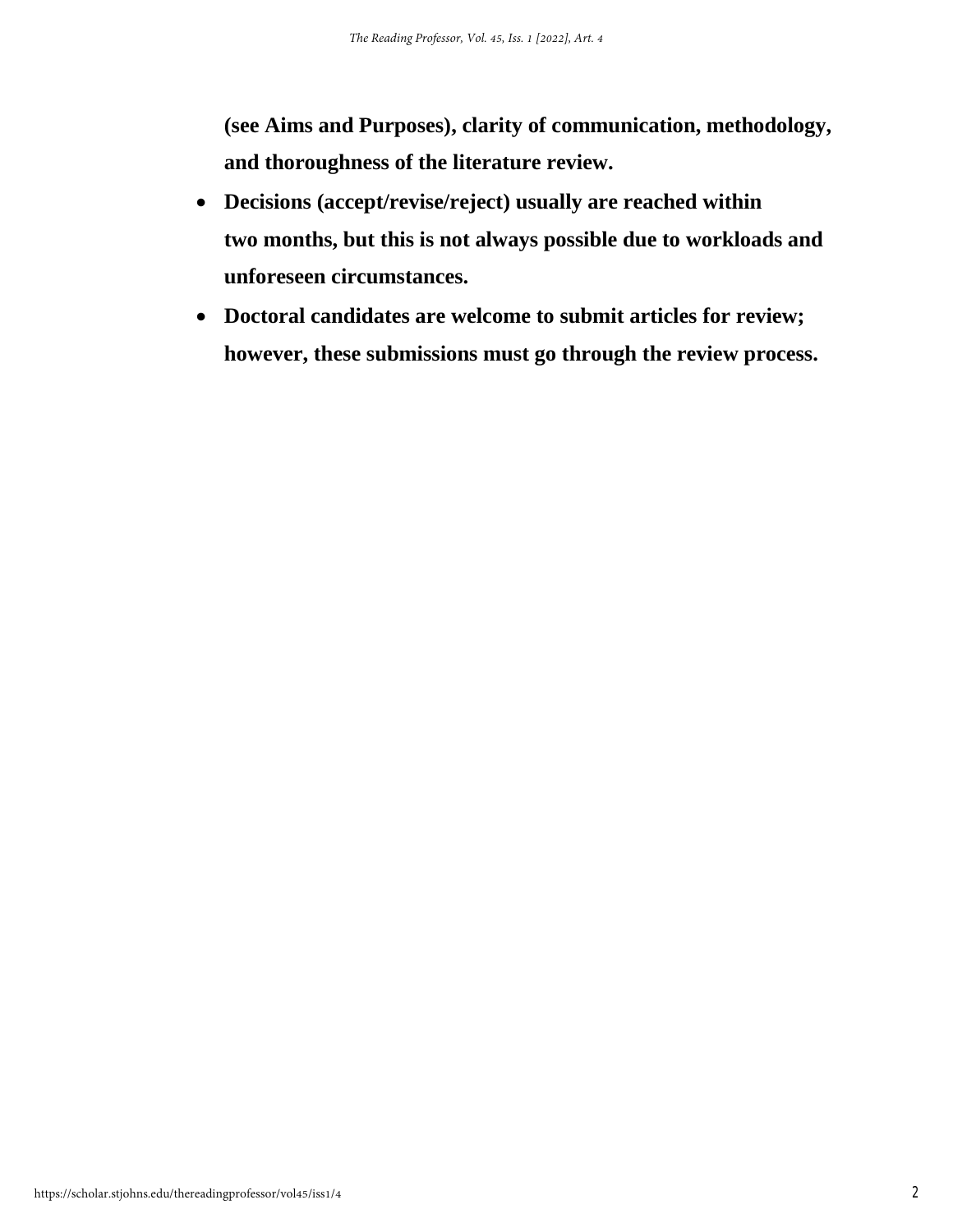**(see Aims and Purposes), clarity of communication, methodology, and thoroughness of the literature review.**

- **Decisions (accept/revise/reject) usually are reached within two months, but this is not always possible due to workloads and unforeseen circumstances.**
- **Doctoral candidates are welcome to submit articles for review; however, these submissions must go through the review process.**